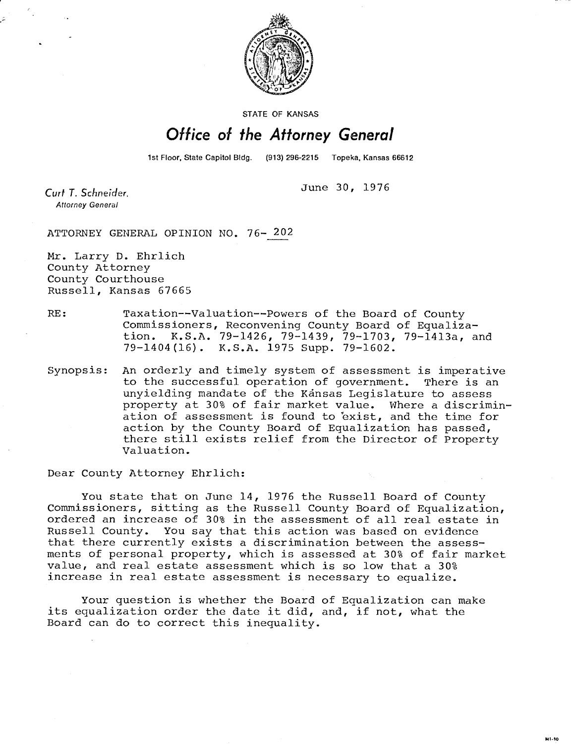STATE OF KANSAS

# Office of the Attorney General

1st Floor, State Capitol Bldg. (913) 296-2215 Topeka, Kansas 66612

*Curt T. Schneider,*
*Attorney General*

June 30, 1976

ATTORNEY GENERAL OPINION NO. 76-202

Mr. Larry D. Ehrlich
County Attorney
County Courthouse
Russell, Kansas 67665

RE: Taxation--Valuation--Powers of the Board of County Commissioners, Reconvening County Board of Equalization. K.S.A. 79-1426, 79-1439, 79-1703, 79-1413a, and 79-1404(16). K.S.A. 1975 Supp. 79-1602.

Synopsis: An orderly and timely system of assessment is imperative to the successful operation of government. There is an unyielding mandate of the Kansas Legislature to assess property at 30% of fair market value. Where a discrimination of assessment is found to exist, and the time for action by the County Board of Equalization has passed, there still exists relief from the Director of Property Valuation.

Dear County Attorney Ehrlich:

You state that on June 14, 1976 the Russell Board of County Commissioners, sitting as the Russell County Board of Equalization, ordered an increase of 30% in the assessment of all real estate in Russell County. You say that this action was based on evidence that there currently exists a discrimination between the assessments of personal property, which is assessed at 30% of fair market value, and real estate assessment which is so low that a 30% increase in real estate assessment is necessary to equalize.

Your question is whether the Board of Equalization can make its equalization order the date it did, and, if not, what the Board can do to correct this inequality.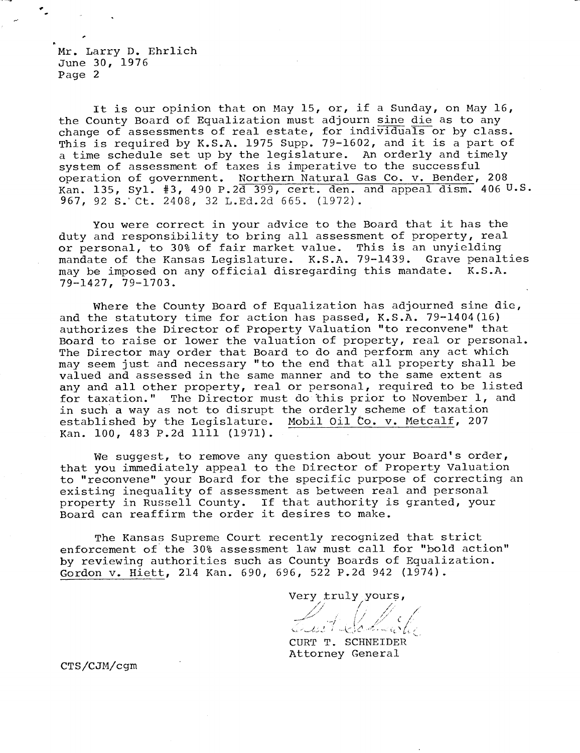Mr. Larry D. Ehrlich
June 30, 1976
Page 2

It is our opinion that on May 15, or, if a Sunday, on May 16, the County Board of Equalization must adjourn sine die as to any change of assessments of real estate, for individuals or by class. This is required by K.S.A. 1975 Supp. 79-1602, and it is a part of a time schedule set up by the legislature. An orderly and timely system of assessment of taxes is imperative to the successful operation of government. Northern Natural Gas Co. v. Bender, 208 Kan. 135, Syl. #3, 490 P.2d 399, cert. den. and appeal dism. 406 U.S. 967, 92 S. Ct. 2408, 32 L.Ed.2d 665. (1972).

You were correct in your advice to the Board that it has the duty and responsibility to bring all assessment of property, real or personal, to 30% of fair market value. This is an unyielding mandate of the Kansas Legislature. K.S.A. 79-1439. Grave penalties may be imposed on any official disregarding this mandate. K.S.A. 79-1427, 79-1703.

Where the County Board of Equalization has adjourned sine die, and the statutory time for action has passed, K.S.A. 79-1404(16) authorizes the Director of Property Valuation "to reconvene" that Board to raise or lower the valuation of property, real or personal. The Director may order that Board to do and perform any act which may seem just and necessary "to the end that all property shall be valued and assessed in the same manner and to the same extent as any and all other property, real or personal, required to be listed for taxation." The Director must do this prior to November 1, and in such a way as not to disrupt the orderly scheme of taxation established by the Legislature. Mobil Oil Co. v. Metcalf, 207 Kan. 100, 483 P.2d 1111 (1971).

We suggest, to remove any question about your Board's order, that you immediately appeal to the Director of Property Valuation to "reconvene" your Board for the specific purpose of correcting an existing inequality of assessment as between real and personal property in Russell County. If that authority is granted, your Board can reaffirm the order it desires to make.

The Kansas Supreme Court recently recognized that strict enforcement of the 30% assessment law must call for "bold action" by reviewing authorities such as County Boards of Equalization. Gordon v. Hiett, 214 Kan. 690, 696, 522 P.2d 942 (1974).

Very truly yours,

CURT T. SCHNEIDER
Attorney General

CTS/CJM/cgm